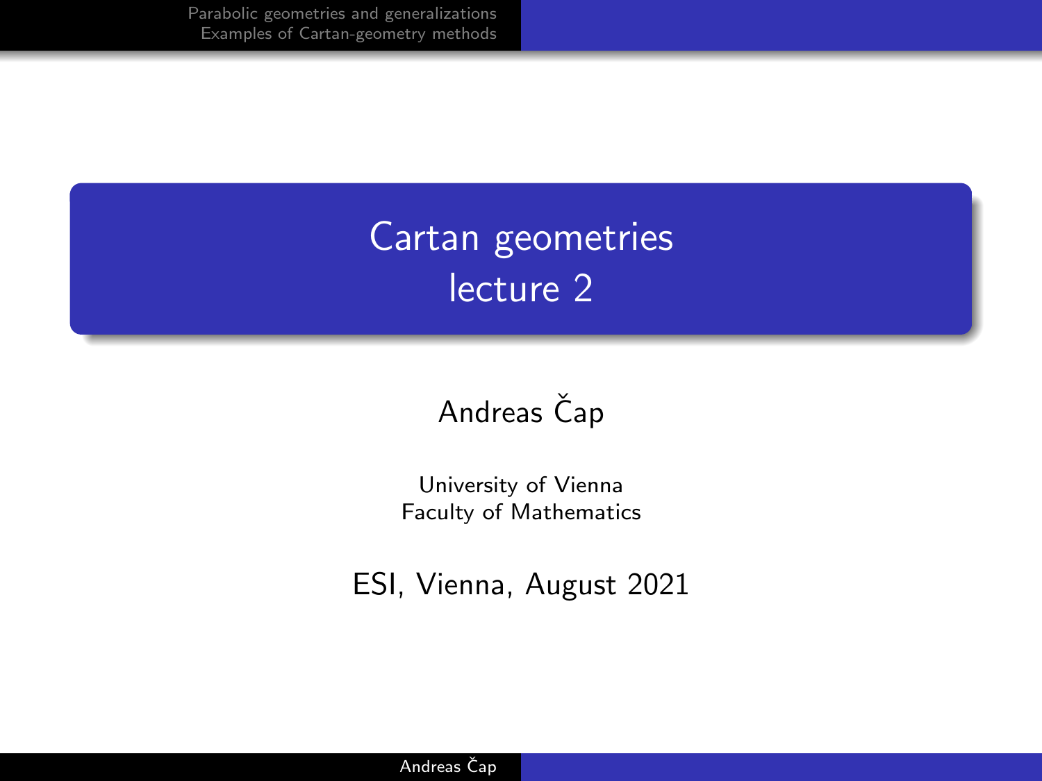# Cartan geometries lecture 2

Andreas Čap

University of Vienna
Faculty of Mathematics

ESI, Vienna, August 2021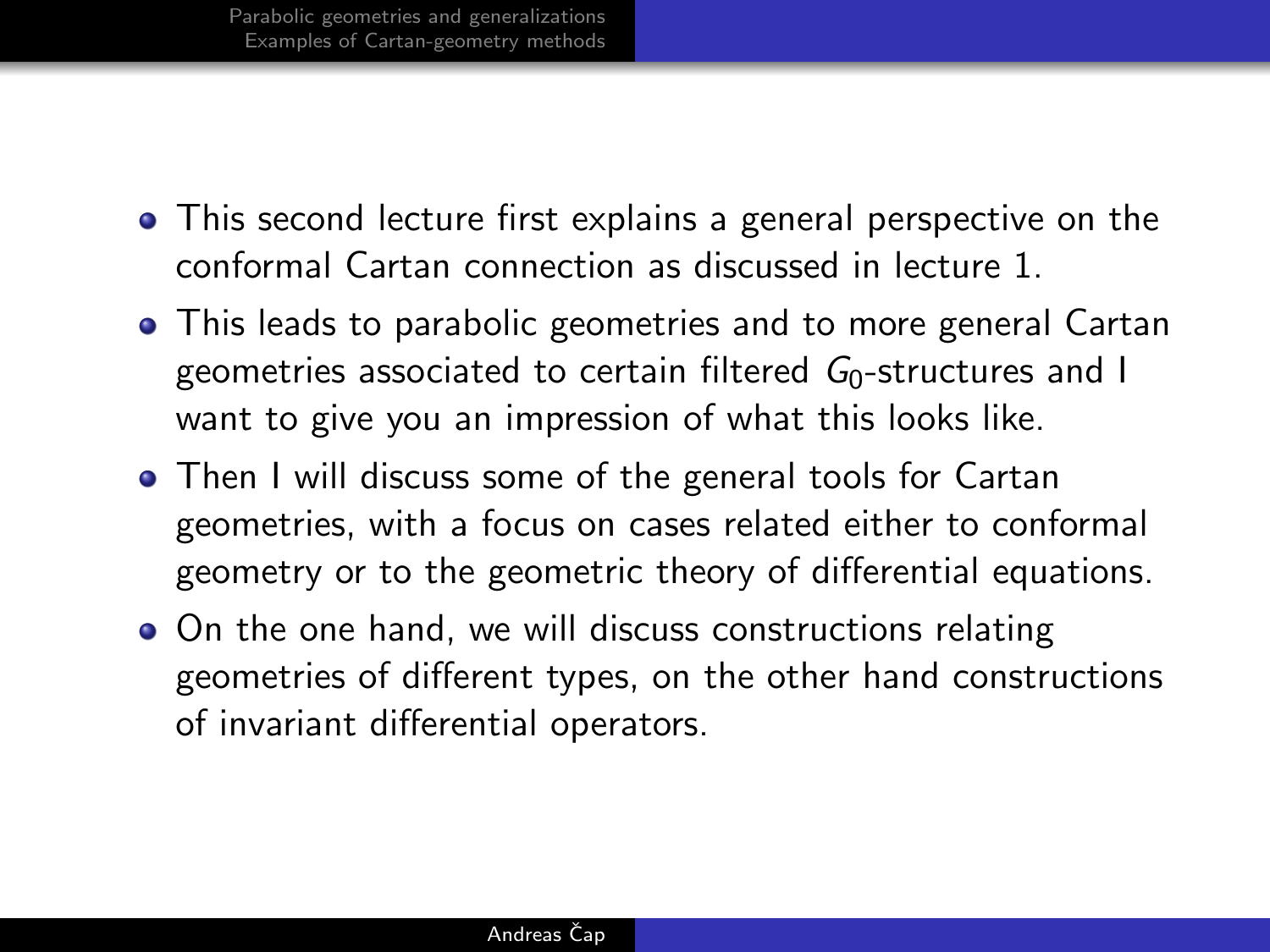- This second lecture first explains a general perspective on the conformal Cartan connection as discussed in lecture 1.
- This leads to parabolic geometries and to more general Cartan geometries associated to certain filtered $G_0$-structures and I want to give you an impression of what this looks like.
- Then I will discuss some of the general tools for Cartan geometries, with a focus on cases related either to conformal geometry or to the geometric theory of differential equations.
- On the one hand, we will discuss constructions relating geometries of different types, on the other hand constructions of invariant differential operators.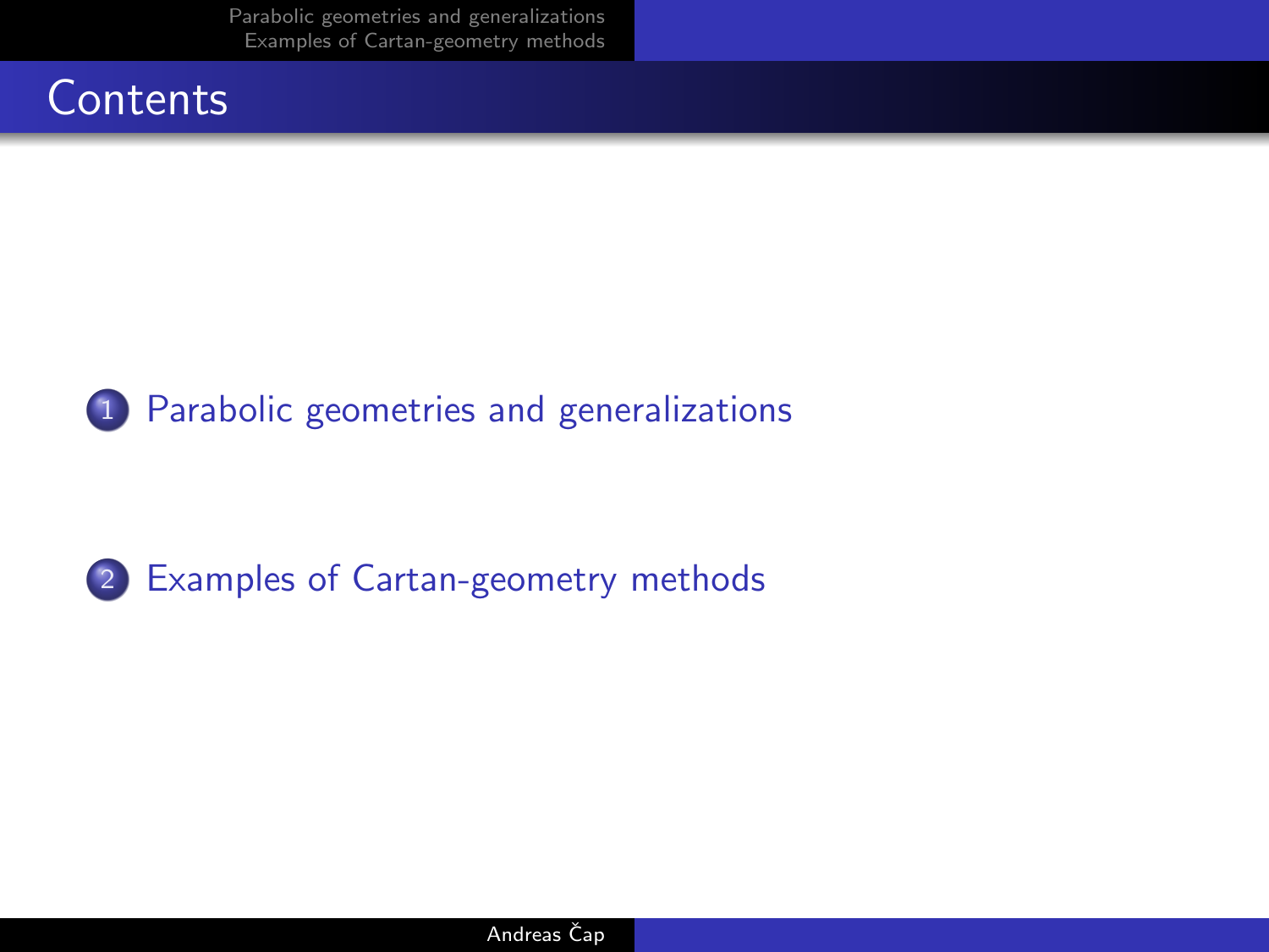# Contents

1. Parabolic geometries and generalizations

2. Examples of Cartan-geometry methods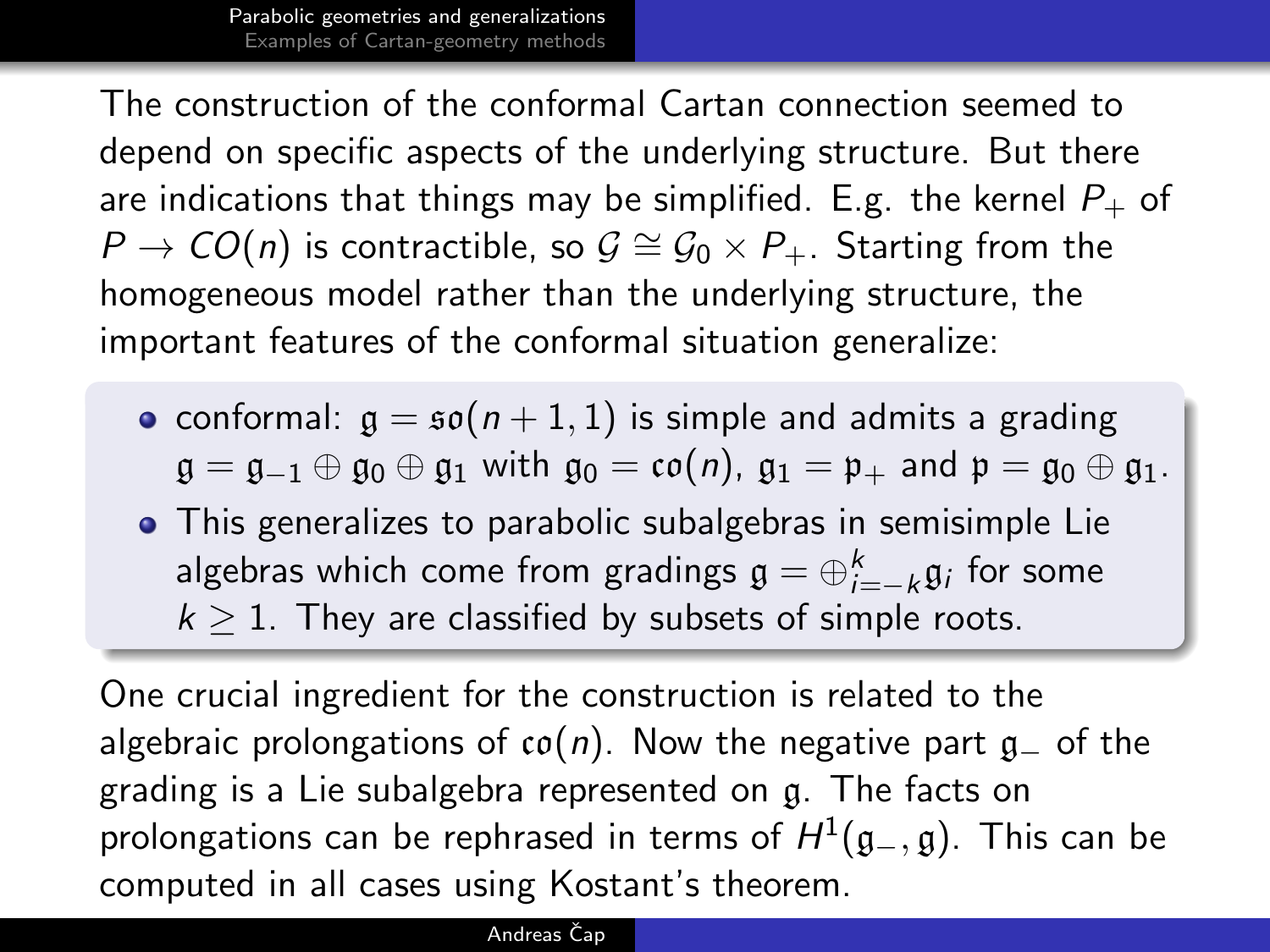The construction of the conformal Cartan connection seemed to depend on specific aspects of the underlying structure. But there are indications that things may be simplified. E.g. the kernel $P_+$ of $P \to CO(n)$ is contractible, so $\mathcal{G} \cong \mathcal{G}_0 \times P_+$. Starting from the homogeneous model rather than the underlying structure, the important features of the conformal situation generalize:

- conformal: $\mathfrak{g} = \mathfrak{so}(n+1,1)$ is simple and admits a grading $\mathfrak{g} = \mathfrak{g}_{-1} \oplus \mathfrak{g}_0 \oplus \mathfrak{g}_1$ with $\mathfrak{g}_0 = \mathfrak{co}(n)$, $\mathfrak{g}_1 = \mathfrak{p}_+$ and $\mathfrak{p} = \mathfrak{g}_0 \oplus \mathfrak{g}_1$.
- This generalizes to parabolic subalgebras in semisimple Lie algebras which come from gradings $\mathfrak{g} = \oplus_{i=-k}^{k} \mathfrak{g}_i$ for some $k \geq 1$. They are classified by subsets of simple roots.

One crucial ingredient for the construction is related to the algebraic prolongations of $\mathfrak{co}(n)$. Now the negative part $\mathfrak{g}_-$ of the grading is a Lie subalgebra represented on $\mathfrak{g}$. The facts on prolongations can be rephrased in terms of $H^1(\mathfrak{g}_-, \mathfrak{g})$. This can be computed in all cases using Kostant's theorem.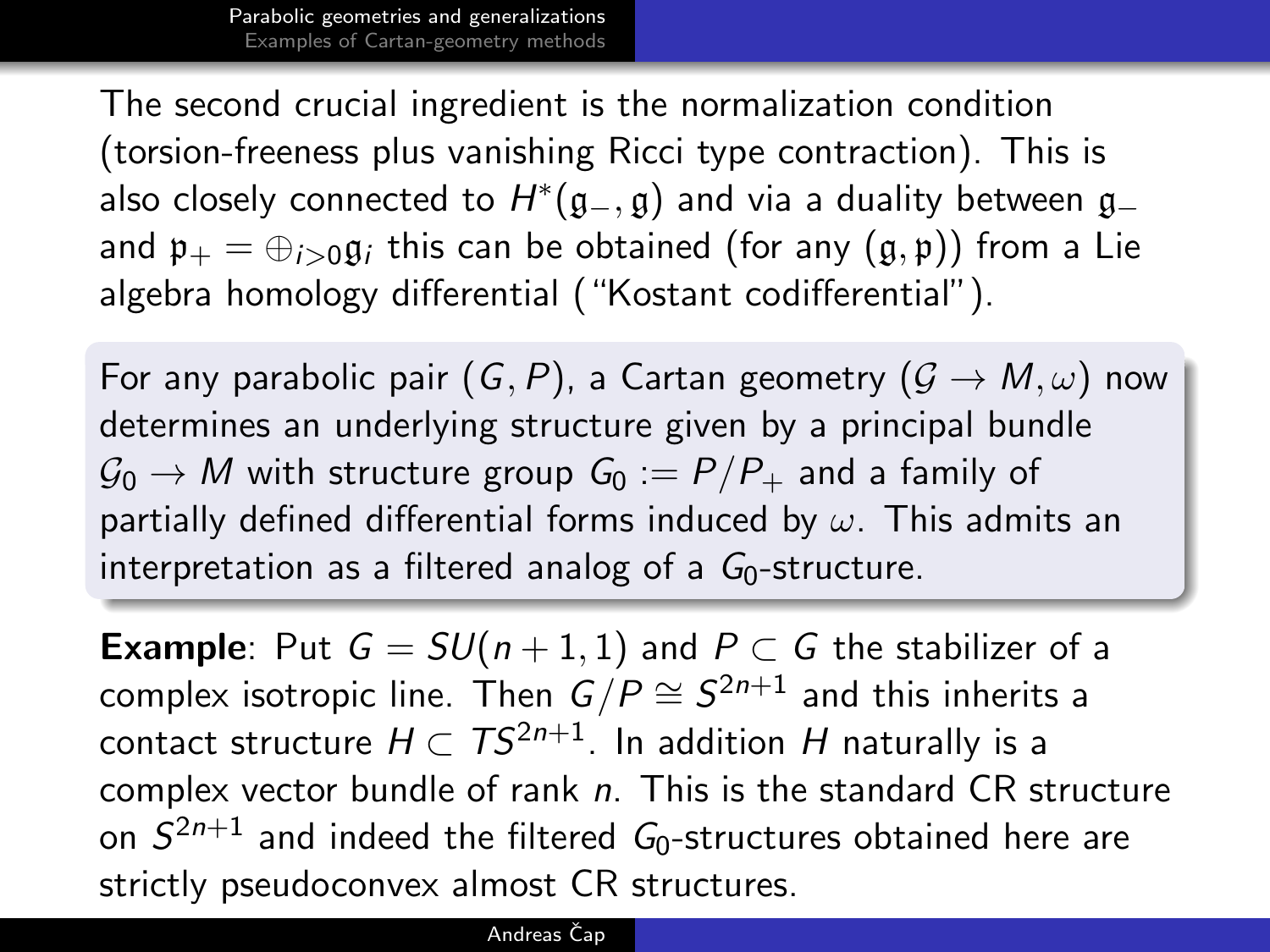The second crucial ingredient is the normalization condition (torsion-freeness plus vanishing Ricci type contraction). This is also closely connected to $H^*(\mathfrak{g}_-, \mathfrak{g})$ and via a duality between $\mathfrak{g}_-$ and $\mathfrak{p}_+ = \oplus_{i>0}\mathfrak{g}_i$ this can be obtained (for any $(\mathfrak{g}, \mathfrak{p})$) from a Lie algebra homology differential ("Kostant codifferential").

For any parabolic pair $(G, P)$, a Cartan geometry $(\mathcal{G} \to M, \omega)$ now determines an underlying structure given by a principal bundle $\mathcal{G}_0 \to M$ with structure group $G_0 := P/P_+$ and a family of partially defined differential forms induced by $\omega$. This admits an interpretation as a filtered analog of a $G_0$-structure.

**Example**: Put $G = SU(n+1, 1)$ and $P \subset G$ the stabilizer of a complex isotropic line. Then $G/P \cong S^{2n+1}$ and this inherits a contact structure $H \subset TS^{2n+1}$. In addition $H$ naturally is a complex vector bundle of rank $n$. This is the standard CR structure on $S^{2n+1}$ and indeed the filtered $G_0$-structures obtained here are strictly pseudoconvex almost CR structures.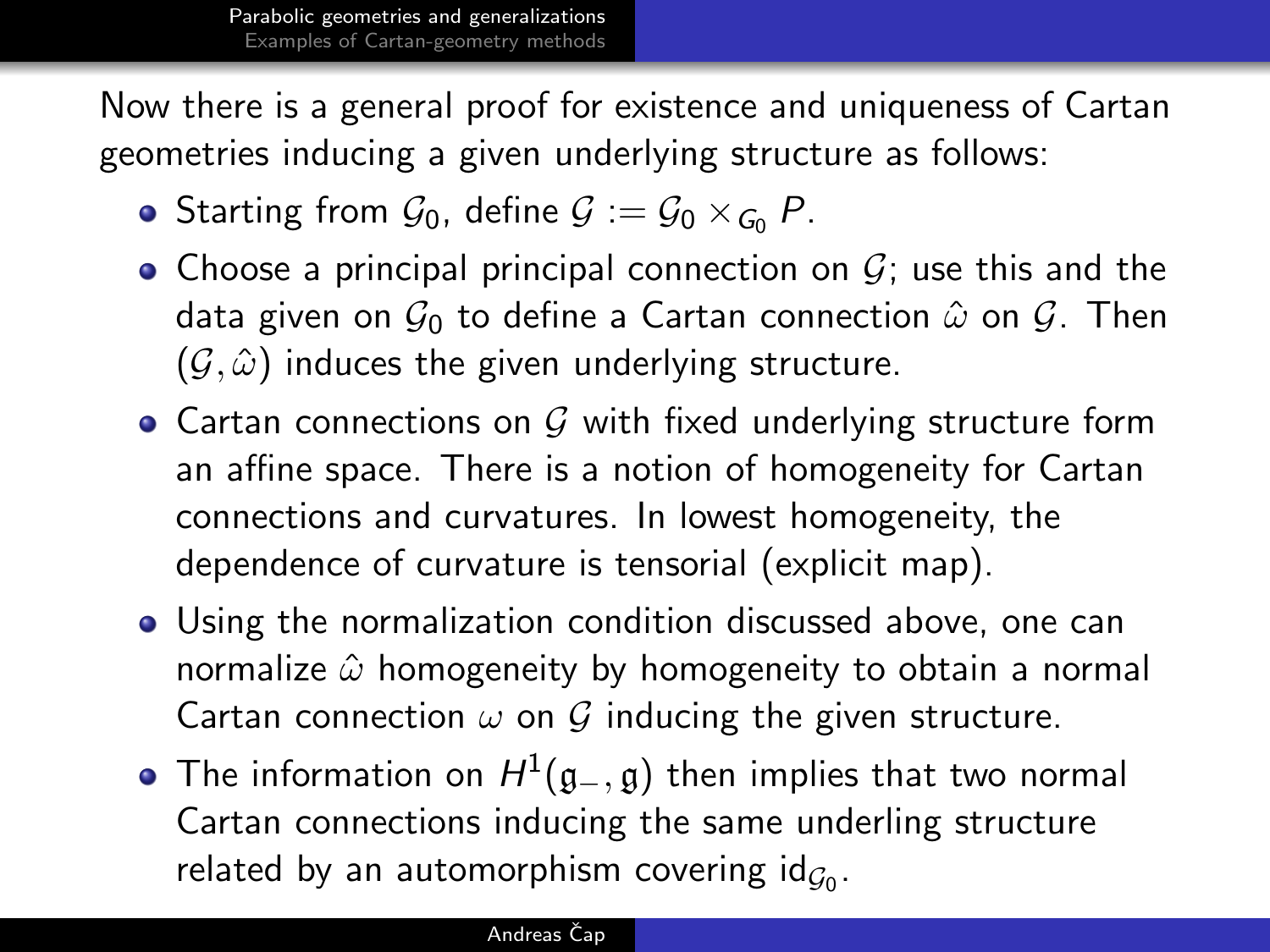Now there is a general proof for existence and uniqueness of Cartan geometries inducing a given underlying structure as follows:

- Starting from $\mathcal{G}_0$, define $\mathcal{G} := \mathcal{G}_0 \times_{G_0} P$.
- Choose a principal principal connection on $\mathcal{G}$; use this and the data given on $\mathcal{G}_0$ to define a Cartan connection $\hat{\omega}$ on $\mathcal{G}$. Then $(\mathcal{G}, \hat{\omega})$ induces the given underlying structure.
- Cartan connections on $\mathcal{G}$ with fixed underlying structure form an affine space. There is a notion of homogeneity for Cartan connections and curvatures. In lowest homogeneity, the dependence of curvature is tensorial (explicit map).
- Using the normalization condition discussed above, one can normalize $\hat{\omega}$ homogeneity by homogeneity to obtain a normal Cartan connection $\omega$ on $\mathcal{G}$ inducing the given structure.
- The information on $H^1(\mathfrak{g}_-, \mathfrak{g})$ then implies that two normal Cartan connections inducing the same underling structure related by an automorphism covering $\mathrm{id}_{\mathcal{G}_0}$.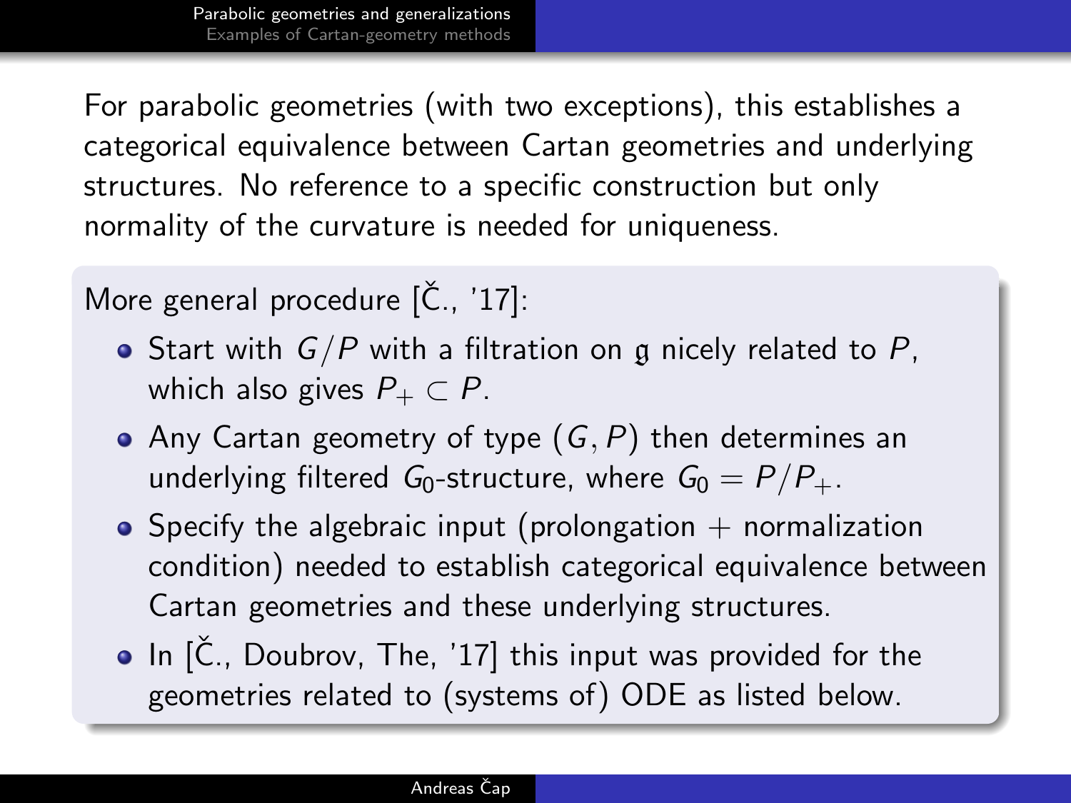For parabolic geometries (with two exceptions), this establishes a categorical equivalence between Cartan geometries and underlying structures. No reference to a specific construction but only normality of the curvature is needed for uniqueness.

More general procedure [Č., '17]:

- Start with $G/P$ with a filtration on $\mathfrak{g}$ nicely related to $P$, which also gives $P_+ \subset P$.
- Any Cartan geometry of type $(G, P)$ then determines an underlying filtered $G_0$-structure, where $G_0 = P/P_+$.
- Specify the algebraic input (prolongation + normalization condition) needed to establish categorical equivalence between Cartan geometries and these underlying structures.
- In [Č., Doubrov, The, '17] this input was provided for the geometries related to (systems of) ODE as listed below.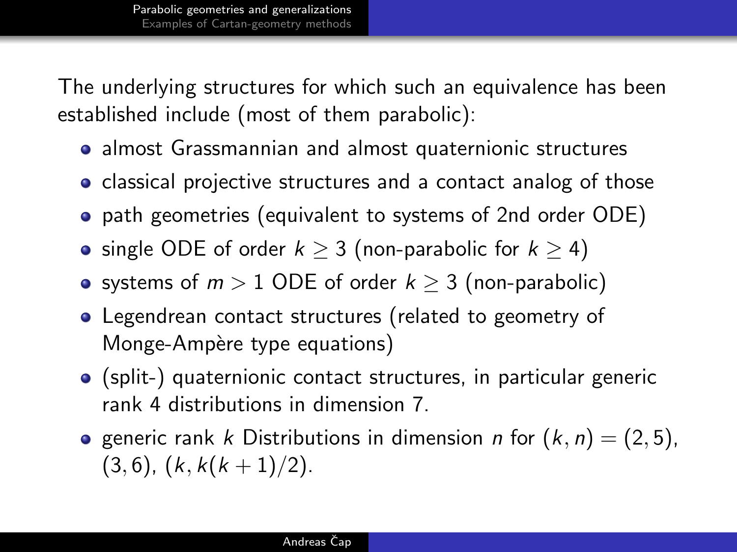The underlying structures for which such an equivalence has been established include (most of them parabolic):

- almost Grassmannian and almost quaternionic structures
- classical projective structures and a contact analog of those
- path geometries (equivalent to systems of 2nd order ODE)
- single ODE of order $k \geq 3$ (non-parabolic for $k \geq 4$)
- systems of $m > 1$ ODE of order $k \geq 3$ (non-parabolic)
- Legendrean contact structures (related to geometry of Monge-Ampère type equations)
- (split-) quaternionic contact structures, in particular generic rank 4 distributions in dimension 7.
- generic rank $k$ Distributions in dimension $n$ for $(k, n) = (2, 5)$, $(3, 6)$, $(k, k(k + 1)/2)$.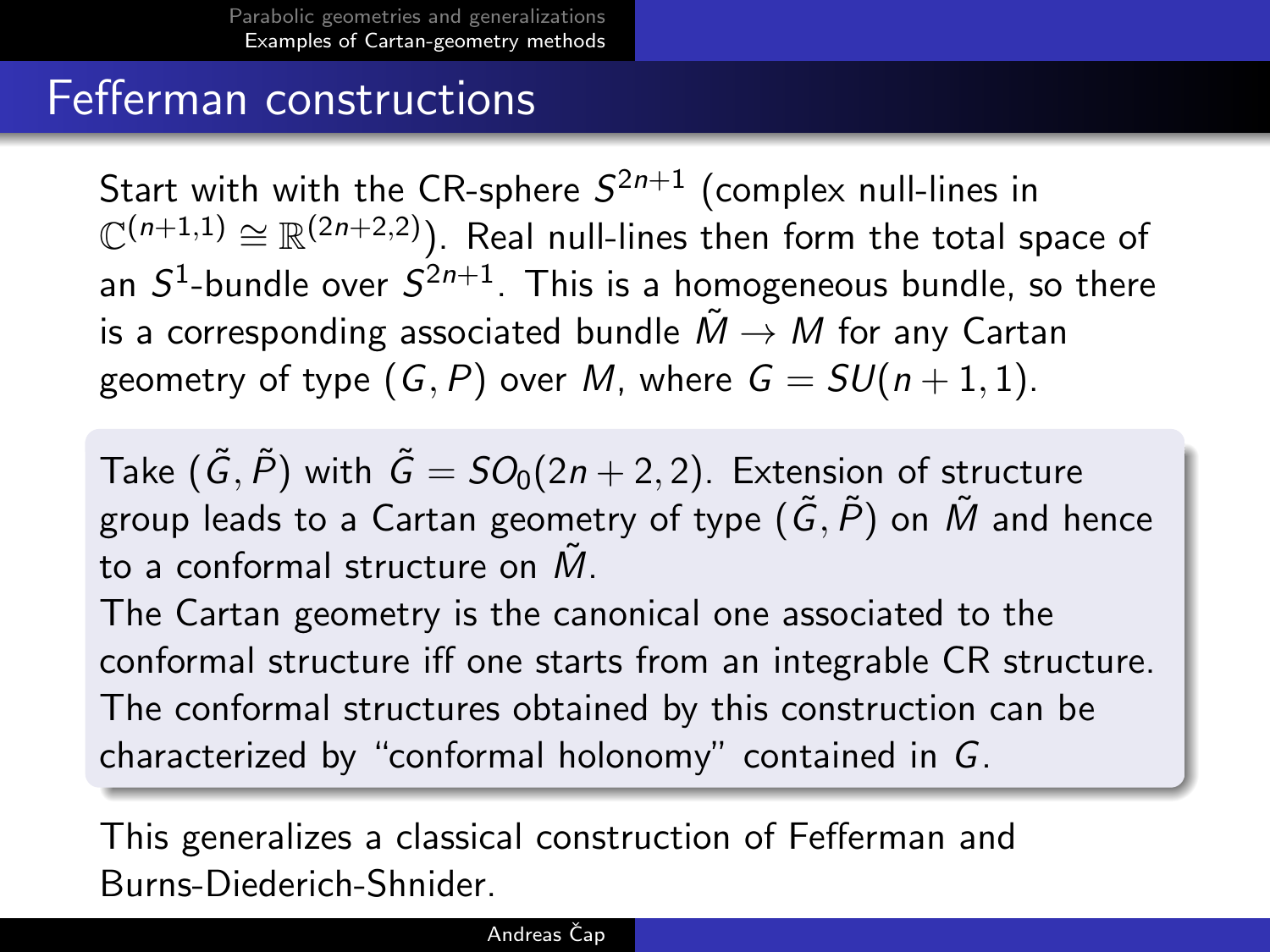# Fefferman constructions

Start with with the CR-sphere $S^{2n+1}$ (complex null-lines in $\mathbb{C}^{(n+1,1)} \cong \mathbb{R}^{(2n+2,2)}$). Real null-lines then form the total space of an $S^1$-bundle over $S^{2n+1}$. This is a homogeneous bundle, so there is a corresponding associated bundle $\tilde{M} \to M$ for any Cartan geometry of type $(G, P)$ over $M$, where $G = SU(n+1, 1)$.

Take $(\tilde{G}, \tilde{P})$ with $\tilde{G} = SO_0(2n+2, 2)$. Extension of structure group leads to a Cartan geometry of type $(\tilde{G}, \tilde{P})$ on $\tilde{M}$ and hence to a conformal structure on $\tilde{M}$.
The Cartan geometry is the canonical one associated to the conformal structure iff one starts from an integrable CR structure.
The conformal structures obtained by this construction can be characterized by "conformal holonomy" contained in $G$.

This generalizes a classical construction of Fefferman and Burns-Diederich-Shnider.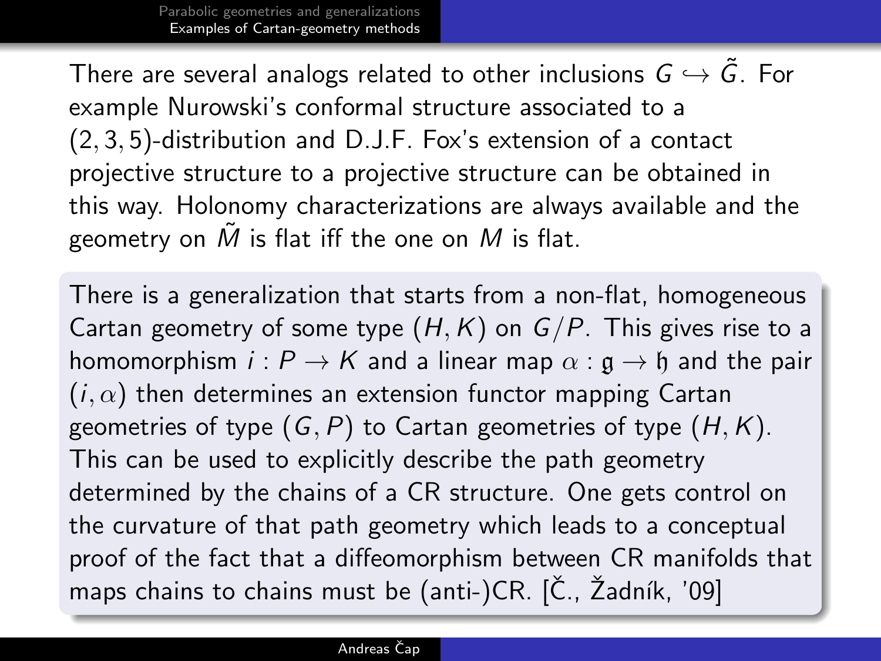There are several analogs related to other inclusions $G \hookrightarrow \tilde{G}$. For example Nurowski's conformal structure associated to a $(2,3,5)$-distribution and D.J.F. Fox's extension of a contact projective structure to a projective structure can be obtained in this way. Holonomy characterizations are always available and the geometry on $\tilde{M}$ is flat iff the one on $M$ is flat.

There is a generalization that starts from a non-flat, homogeneous Cartan geometry of some type $(H, K)$ on $G/P$. This gives rise to a homomorphism $i : P \to K$ and a linear map $\alpha : \mathfrak{g} \to \mathfrak{h}$ and the pair $(i, \alpha)$ then determines an extension functor mapping Cartan geometries of type $(G, P)$ to Cartan geometries of type $(H, K)$. This can be used to explicitly describe the path geometry determined by the chains of a CR structure. One gets control on the curvature of that path geometry which leads to a conceptual proof of the fact that a diffeomorphism between CR manifolds that maps chains to chains must be (anti-)CR. [Č., Žadník, '09]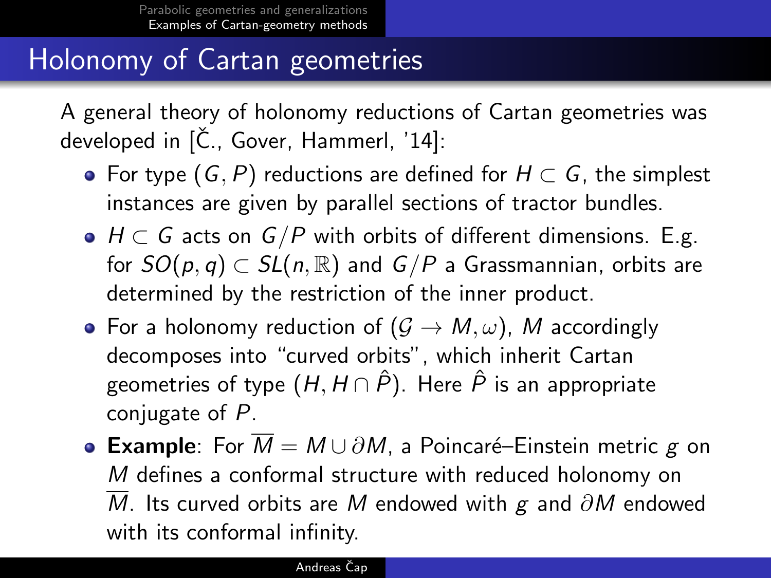## Holonomy of Cartan geometries

A general theory of holonomy reductions of Cartan geometries was developed in [Č., Gover, Hammerl, '14]:

- For type $(G, P)$ reductions are defined for $H \subset G$, the simplest instances are given by parallel sections of tractor bundles.
- $H \subset G$ acts on $G/P$ with orbits of different dimensions. E.g. for $SO(p, q) \subset SL(n, \mathbb{R})$ and $G/P$ a Grassmannian, orbits are determined by the restriction of the inner product.
- For a holonomy reduction of $(\mathcal{G} \to M, \omega)$, $M$ accordingly decomposes into "curved orbits", which inherit Cartan geometries of type $(H, H \cap \hat{P})$. Here $\hat{P}$ is an appropriate conjugate of $P$.
- **Example**: For $\overline{M} = M \cup \partial M$, a Poincaré–Einstein metric $g$ on $M$ defines a conformal structure with reduced holonomy on $\overline{M}$. Its curved orbits are $M$ endowed with $g$ and $\partial M$ endowed with its conformal infinity.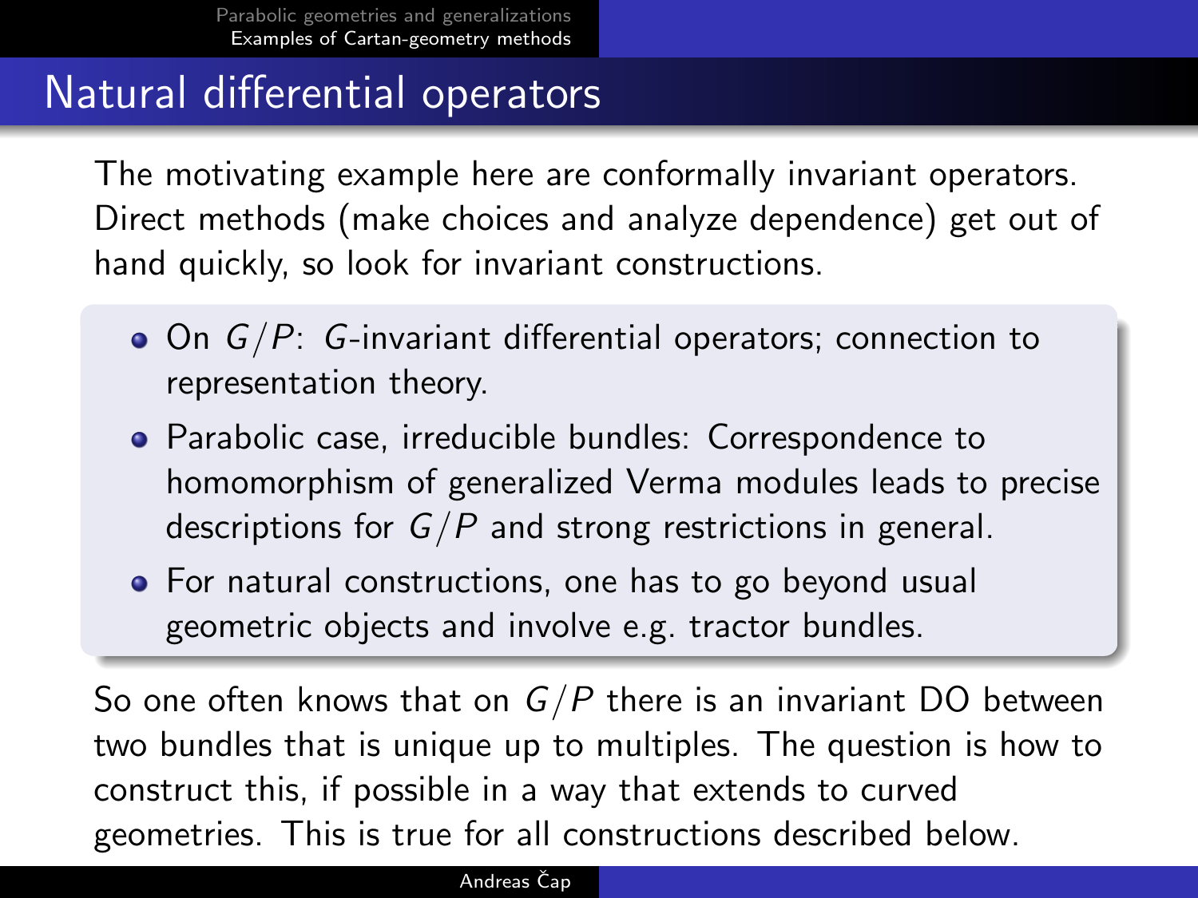# Natural differential operators

The motivating example here are conformally invariant operators. Direct methods (make choices and analyze dependence) get out of hand quickly, so look for invariant constructions.

- On $G/P$: $G$-invariant differential operators; connection to representation theory.
- Parabolic case, irreducible bundles: Correspondence to homomorphism of generalized Verma modules leads to precise descriptions for $G/P$ and strong restrictions in general.
- For natural constructions, one has to go beyond usual geometric objects and involve e.g. tractor bundles.

So one often knows that on $G/P$ there is an invariant DO between two bundles that is unique up to multiples. The question is how to construct this, if possible in a way that extends to curved geometries. This is true for all constructions described below.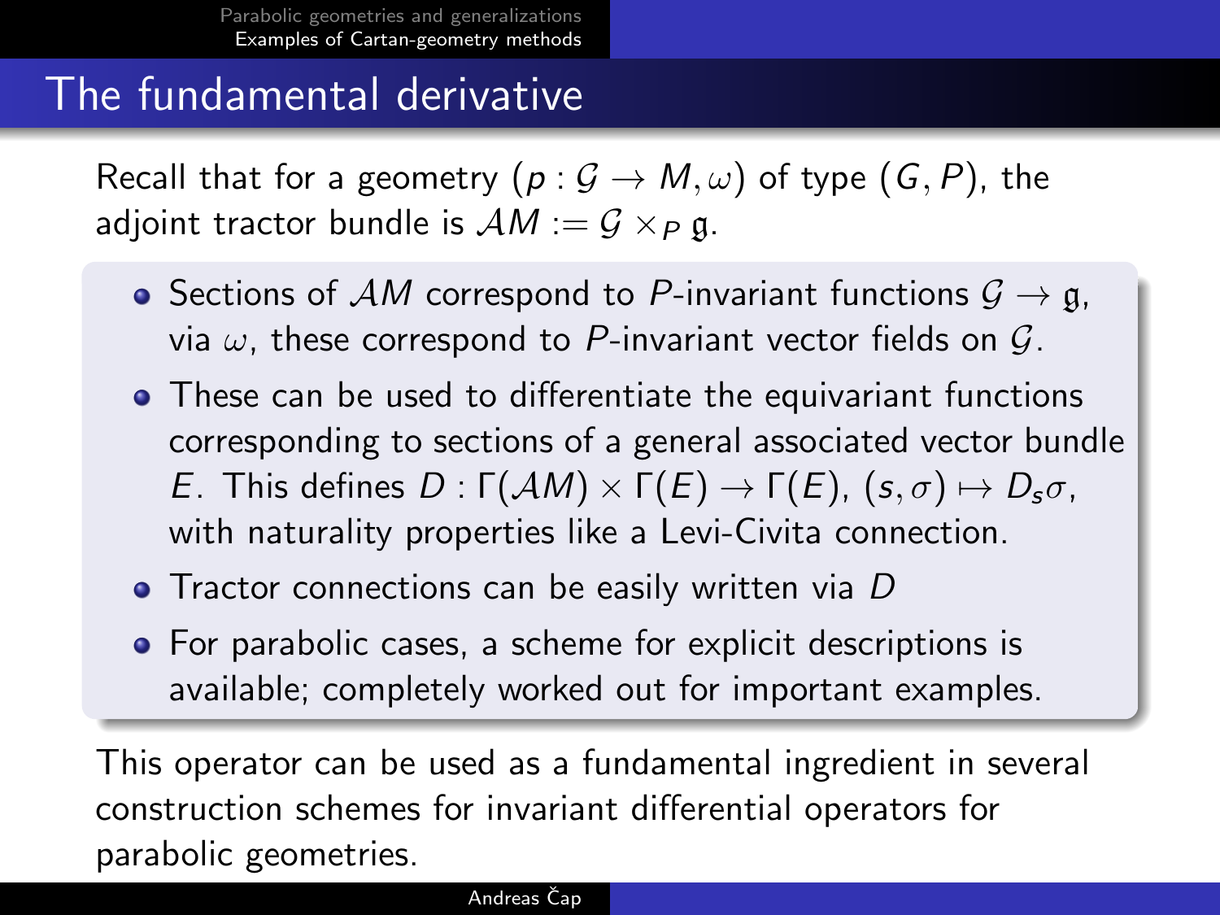# The fundamental derivative

Recall that for a geometry $(p : \mathcal{G} \to M, \omega)$ of type $(G, P)$, the adjoint tractor bundle is $\mathcal{A}M := \mathcal{G} \times_P \mathfrak{g}$.

- Sections of $\mathcal{A}M$ correspond to $P$-invariant functions $\mathcal{G} \to \mathfrak{g}$, via $\omega$, these correspond to $P$-invariant vector fields on $\mathcal{G}$.
- These can be used to differentiate the equivariant functions corresponding to sections of a general associated vector bundle $E$. This defines $D : \Gamma(\mathcal{A}M) \times \Gamma(E) \to \Gamma(E)$, $(s, \sigma) \mapsto D_s\sigma$, with naturality properties like a Levi-Civita connection.
- Tractor connections can be easily written via $D$
- For parabolic cases, a scheme for explicit descriptions is available; completely worked out for important examples.

This operator can be used as a fundamental ingredient in several construction schemes for invariant differential operators for parabolic geometries.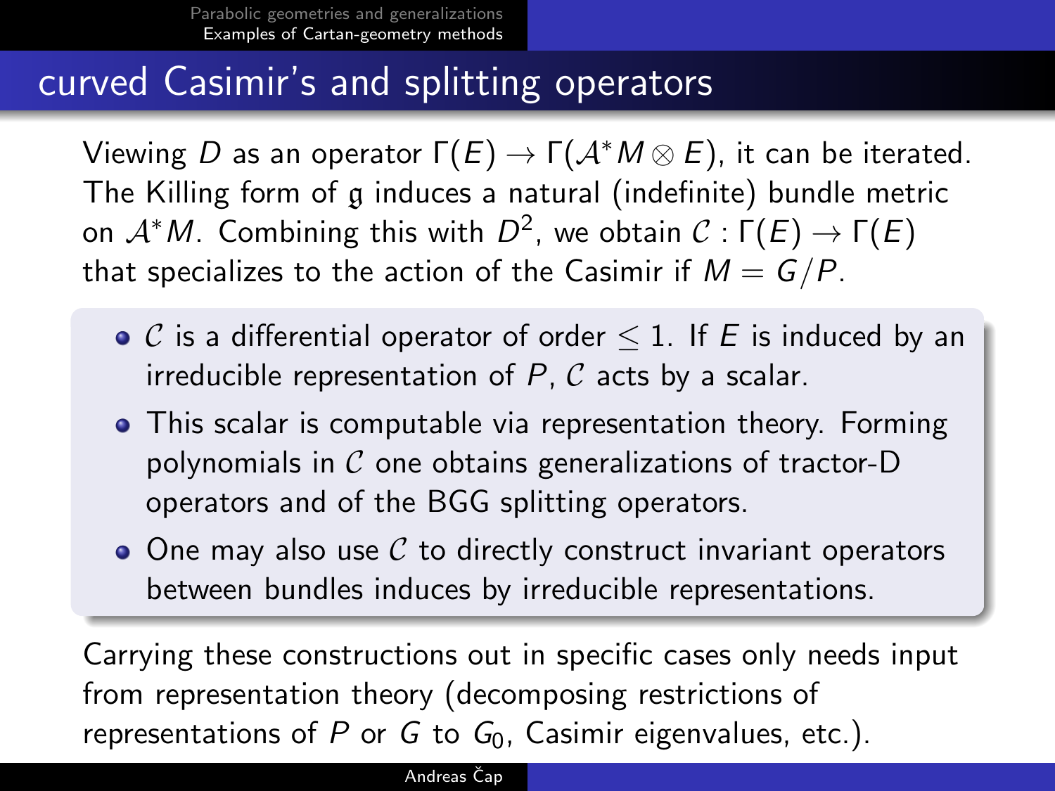## curved Casimir's and splitting operators

Viewing $D$ as an operator $\Gamma(E) \to \Gamma(\mathcal{A}^*M \otimes E)$, it can be iterated. The Killing form of $\mathfrak{g}$ induces a natural (indefinite) bundle metric on $\mathcal{A}^*M$. Combining this with $D^2$, we obtain $\mathcal{C} : \Gamma(E) \to \Gamma(E)$ that specializes to the action of the Casimir if $M = G/P$.

- $\mathcal{C}$ is a differential operator of order $\leq 1$. If $E$ is induced by an irreducible representation of $P$, $\mathcal{C}$ acts by a scalar.
- This scalar is computable via representation theory. Forming polynomials in $\mathcal{C}$ one obtains generalizations of tractor-D operators and of the BGG splitting operators.
- One may also use $\mathcal{C}$ to directly construct invariant operators between bundles induces by irreducible representations.

Carrying these constructions out in specific cases only needs input from representation theory (decomposing restrictions of representations of $P$ or $G$ to $G_0$, Casimir eigenvalues, etc.).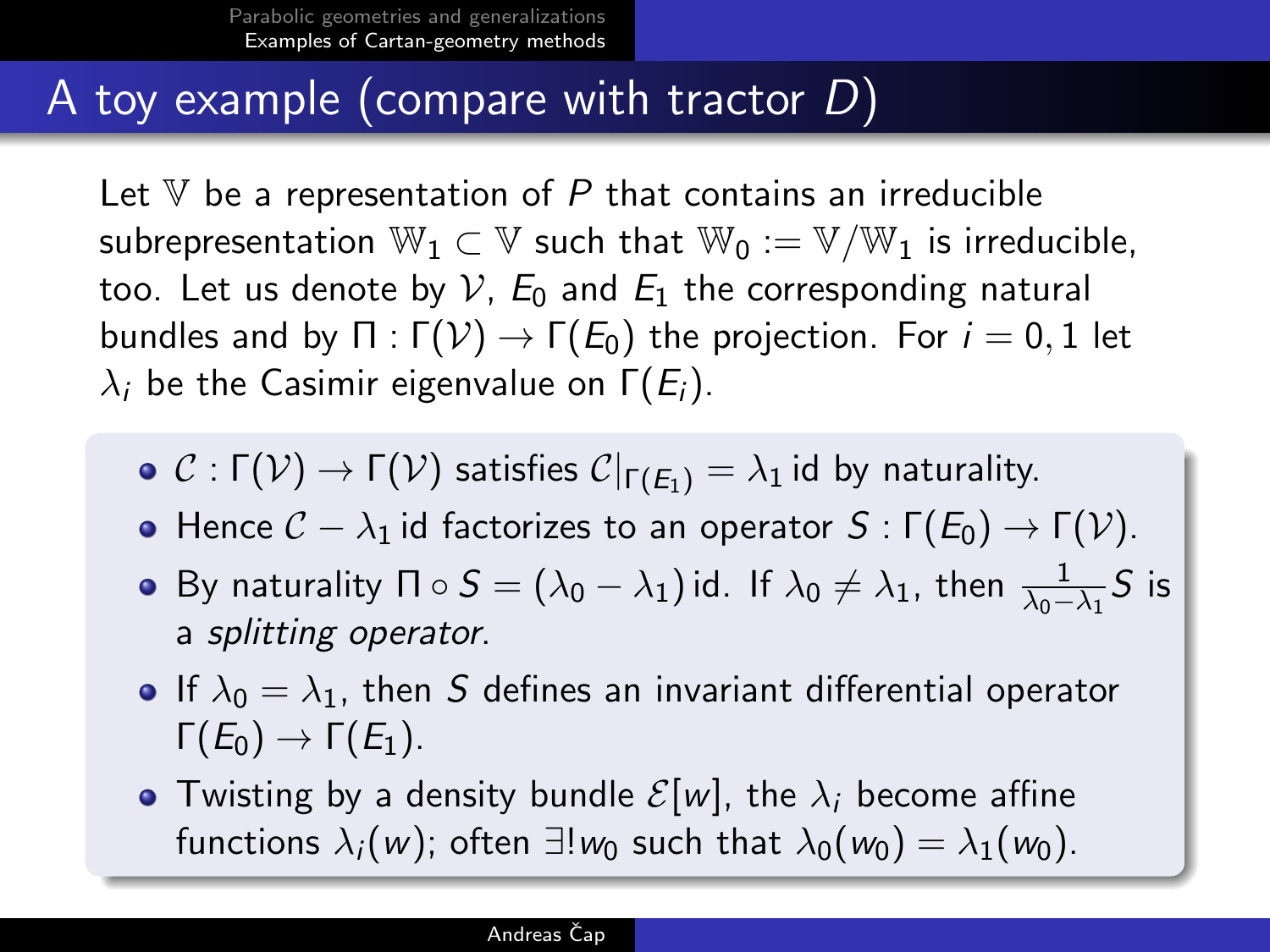# A toy example (compare with tractor $D$)

Let $\mathbb{V}$ be a representation of $P$ that contains an irreducible subrepresentation $\mathbb{W}_1 \subset \mathbb{V}$ such that $\mathbb{W}_0 := \mathbb{V}/\mathbb{W}_1$ is irreducible, too. Let us denote by $\mathcal{V}$, $E_0$ and $E_1$ the corresponding natural bundles and by $\Pi : \Gamma(\mathcal{V}) \to \Gamma(E_0)$ the projection. For $i = 0, 1$ let $\lambda_i$ be the Casimir eigenvalue on $\Gamma(E_i)$.

- $\mathcal{C} : \Gamma(\mathcal{V}) \to \Gamma(\mathcal{V})$ satisfies $\mathcal{C}|_{\Gamma(E_1)} = \lambda_1 \,\mathrm{id}$ by naturality.
- Hence $\mathcal{C} - \lambda_1 \,\mathrm{id}$ factorizes to an operator $S : \Gamma(E_0) \to \Gamma(\mathcal{V})$.
- By naturality $\Pi \circ S = (\lambda_0 - \lambda_1)\,\mathrm{id}$. If $\lambda_0 \neq \lambda_1$, then $\frac{1}{\lambda_0 - \lambda_1} S$ is a *splitting operator*.
- If $\lambda_0 = \lambda_1$, then $S$ defines an invariant differential operator $\Gamma(E_0) \to \Gamma(E_1)$.
- Twisting by a density bundle $\mathcal{E}[w]$, the $\lambda_i$ become affine functions $\lambda_i(w)$; often $\exists! w_0$ such that $\lambda_0(w_0) = \lambda_1(w_0)$.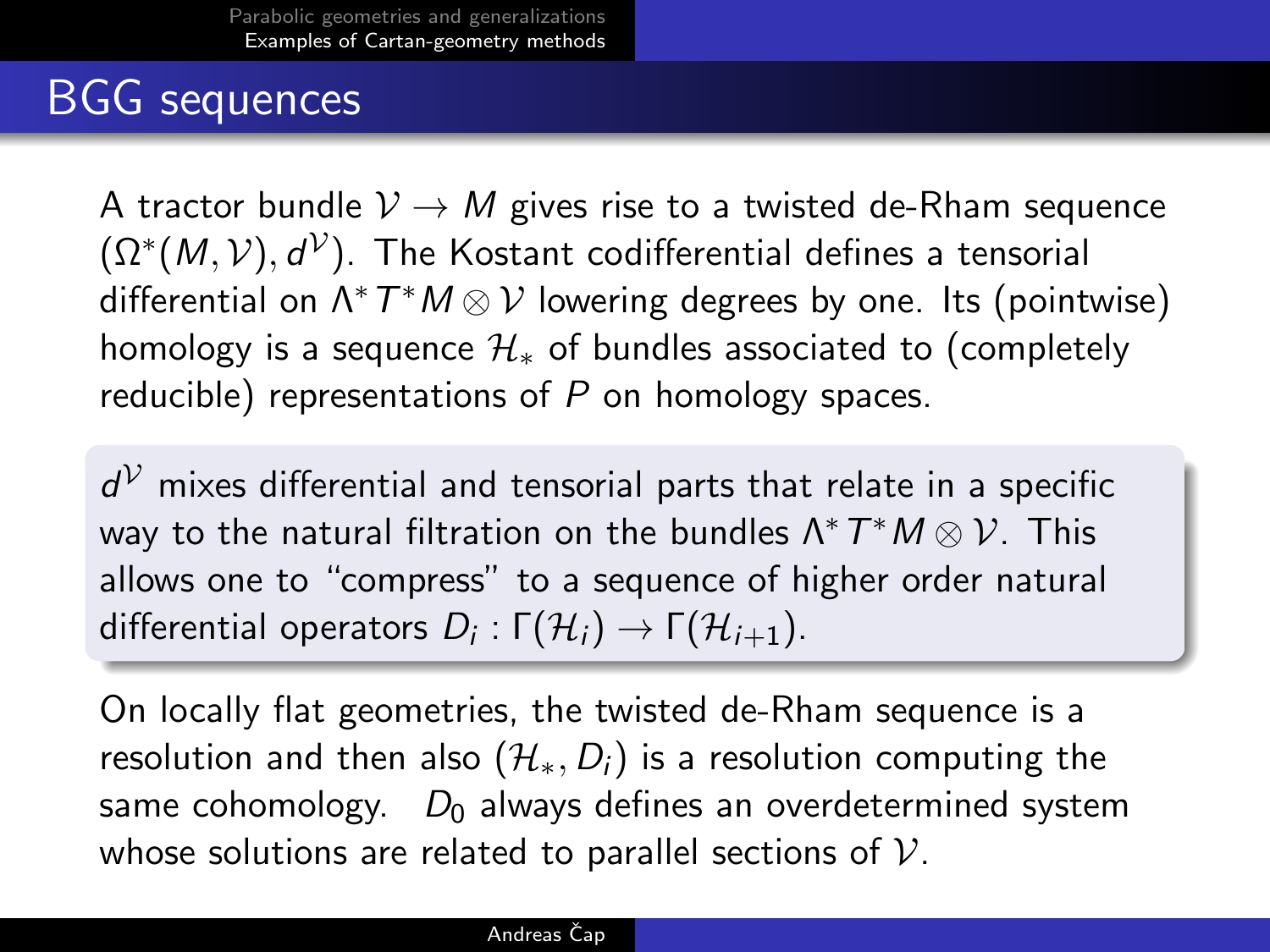## BGG sequences

A tractor bundle $\mathcal{V} \to M$ gives rise to a twisted de-Rham sequence $(\Omega^*(M, \mathcal{V}), d^{\mathcal{V}})$. The Kostant codifferential defines a tensorial differential on $\Lambda^* T^*M \otimes \mathcal{V}$ lowering degrees by one. Its (pointwise) homology is a sequence $\mathcal{H}_*$ of bundles associated to (completely reducible) representations of $P$ on homology spaces.

$d^{\mathcal{V}}$ mixes differential and tensorial parts that relate in a specific way to the natural filtration on the bundles $\Lambda^* T^*M \otimes \mathcal{V}$. This allows one to "compress" to a sequence of higher order natural differential operators $D_i : \Gamma(\mathcal{H}_i) \to \Gamma(\mathcal{H}_{i+1})$.

On locally flat geometries, the twisted de-Rham sequence is a resolution and then also $(\mathcal{H}_*, D_i)$ is a resolution computing the same cohomology. $D_0$ always defines an overdetermined system whose solutions are related to parallel sections of $\mathcal{V}$.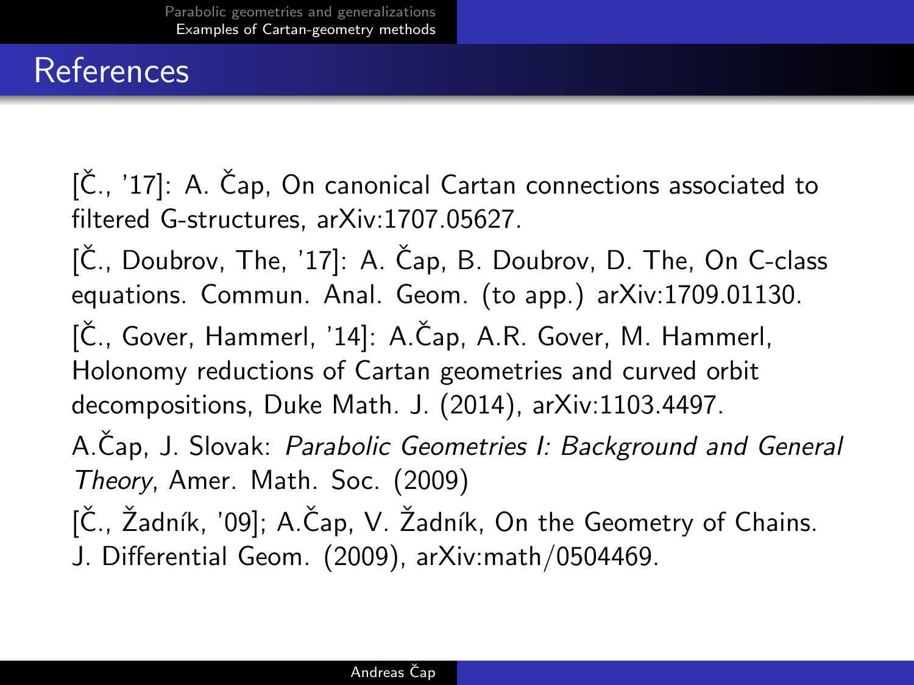# References

[Č., '17]: A. Čap, On canonical Cartan connections associated to filtered G-structures, arXiv:1707.05627.

[Č., Doubrov, The, '17]: A. Čap, B. Doubrov, D. The, On C-class equations. Commun. Anal. Geom. (to app.) arXiv:1709.01130.

[Č., Gover, Hammerl, '14]: A.Čap, A.R. Gover, M. Hammerl, Holonomy reductions of Cartan geometries and curved orbit decompositions, Duke Math. J. (2014), arXiv:1103.4497.

A.Čap, J. Slovak: *Parabolic Geometries I: Background and General Theory*, Amer. Math. Soc. (2009)

[Č., Žadník, '09]; A.Čap, V. Žadník, On the Geometry of Chains. J. Differential Geom. (2009), arXiv:math/0504469.